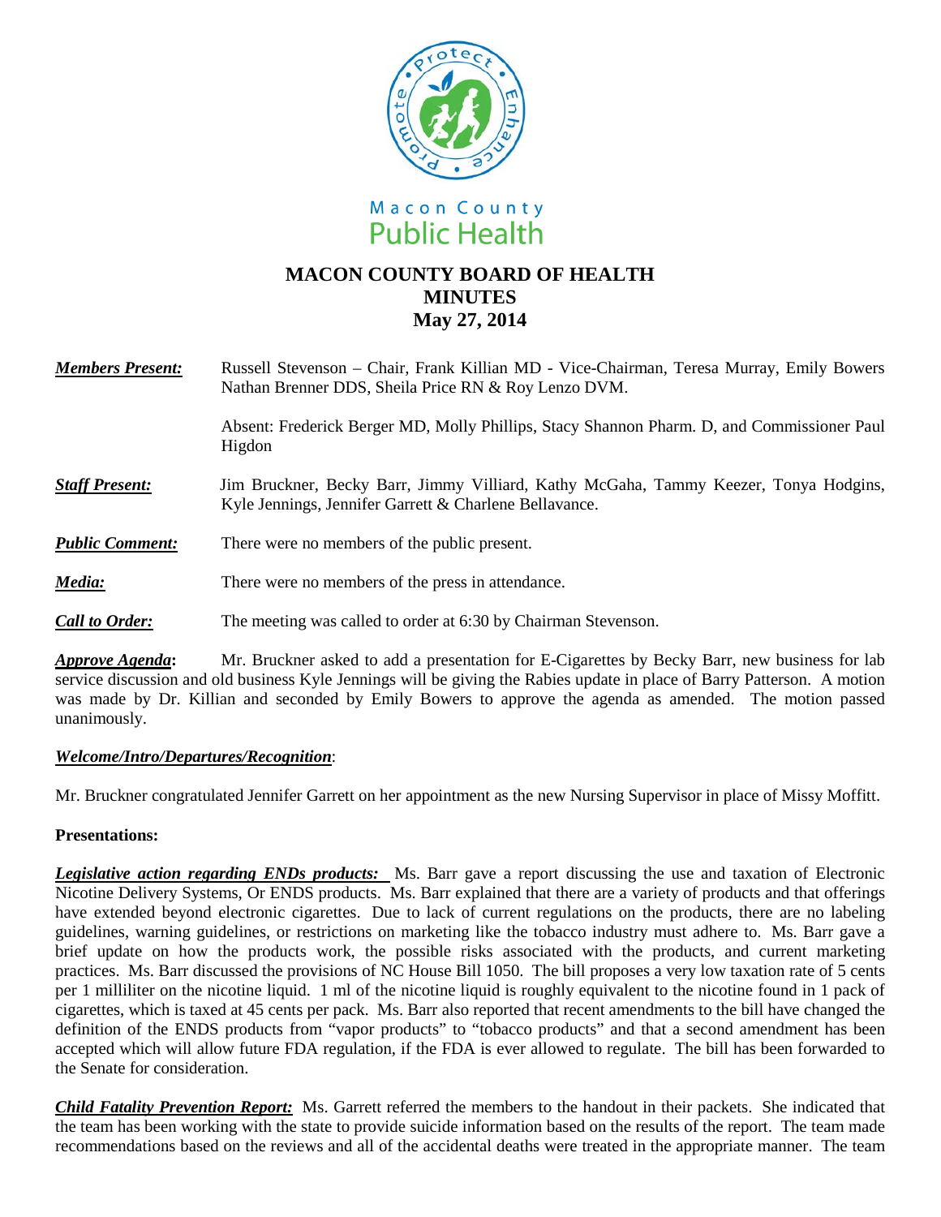Macon County
Public Health

# MACON COUNTY BOARD OF HEALTH
## MINUTES
## May 27, 2014

| | |
|---|---|
| ***Members Present:*** | Russell Stevenson – Chair, Frank Killian MD - Vice-Chairman, Teresa Murray, Emily Bowers Nathan Brenner DDS, Sheila Price RN & Roy Lenzo DVM. |
| | Absent: Frederick Berger MD, Molly Phillips, Stacy Shannon Pharm. D, and Commissioner Paul Higdon |
| ***Staff Present:*** | Jim Bruckner, Becky Barr, Jimmy Villiard, Kathy McGaha, Tammy Keezer, Tonya Hodgins, Kyle Jennings, Jennifer Garrett & Charlene Bellavance. |
| ***Public Comment:*** | There were no members of the public present. |
| ***Media:*** | There were no members of the press in attendance. |
| ***Call to Order:*** | The meeting was called to order at 6:30 by Chairman Stevenson. |

***Approve Agenda*:** Mr. Bruckner asked to add a presentation for E-Cigarettes by Becky Barr, new business for lab service discussion and old business Kyle Jennings will be giving the Rabies update in place of Barry Patterson. A motion was made by Dr. Killian and seconded by Emily Bowers to approve the agenda as amended. The motion passed unanimously.

***Welcome/Intro/Departures/Recognition*:**

Mr. Bruckner congratulated Jennifer Garrett on her appointment as the new Nursing Supervisor in place of Missy Moffitt.

**Presentations:**

***Legislative action regarding ENDs products:*** Ms. Barr gave a report discussing the use and taxation of Electronic Nicotine Delivery Systems, Or ENDS products. Ms. Barr explained that there are a variety of products and that offerings have extended beyond electronic cigarettes. Due to lack of current regulations on the products, there are no labeling guidelines, warning guidelines, or restrictions on marketing like the tobacco industry must adhere to. Ms. Barr gave a brief update on how the products work, the possible risks associated with the products, and current marketing practices. Ms. Barr discussed the provisions of NC House Bill 1050. The bill proposes a very low taxation rate of 5 cents per 1 milliliter on the nicotine liquid. 1 ml of the nicotine liquid is roughly equivalent to the nicotine found in 1 pack of cigarettes, which is taxed at 45 cents per pack. Ms. Barr also reported that recent amendments to the bill have changed the definition of the ENDS products from "vapor products" to "tobacco products" and that a second amendment has been accepted which will allow future FDA regulation, if the FDA is ever allowed to regulate. The bill has been forwarded to the Senate for consideration.

***Child Fatality Prevention Report:*** Ms. Garrett referred the members to the handout in their packets. She indicated that the team has been working with the state to provide suicide information based on the results of the report. The team made recommendations based on the reviews and all of the accidental deaths were treated in the appropriate manner. The team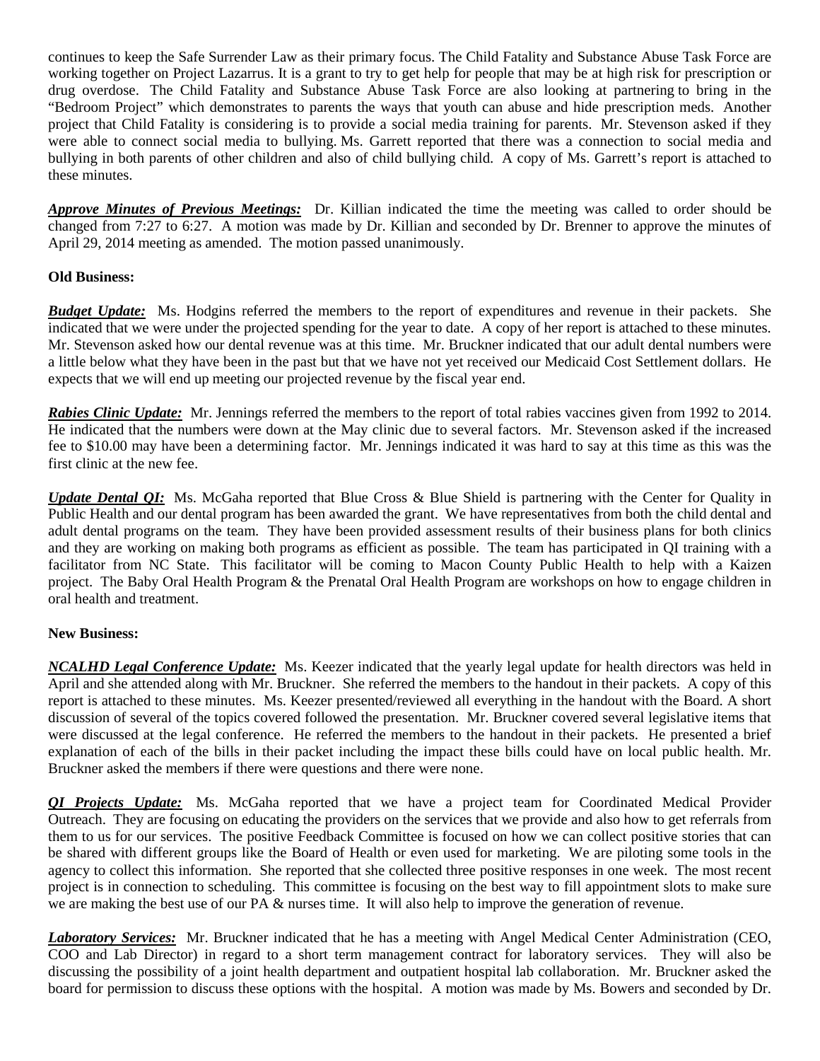continues to keep the Safe Surrender Law as their primary focus. The Child Fatality and Substance Abuse Task Force are working together on Project Lazarrus. It is a grant to try to get help for people that may be at high risk for prescription or drug overdose. The Child Fatality and Substance Abuse Task Force are also looking at partnering to bring in the "Bedroom Project" which demonstrates to parents the ways that youth can abuse and hide prescription meds. Another project that Child Fatality is considering is to provide a social media training for parents. Mr. Stevenson asked if they were able to connect social media to bullying. Ms. Garrett reported that there was a connection to social media and bullying in both parents of other children and also of child bullying child. A copy of Ms. Garrett's report is attached to these minutes.

***Approve Minutes of Previous Meetings:*** Dr. Killian indicated the time the meeting was called to order should be changed from 7:27 to 6:27. A motion was made by Dr. Killian and seconded by Dr. Brenner to approve the minutes of April 29, 2014 meeting as amended. The motion passed unanimously.

**Old Business:**

***Budget Update:*** Ms. Hodgins referred the members to the report of expenditures and revenue in their packets. She indicated that we were under the projected spending for the year to date. A copy of her report is attached to these minutes. Mr. Stevenson asked how our dental revenue was at this time. Mr. Bruckner indicated that our adult dental numbers were a little below what they have been in the past but that we have not yet received our Medicaid Cost Settlement dollars. He expects that we will end up meeting our projected revenue by the fiscal year end.

***Rabies Clinic Update:*** Mr. Jennings referred the members to the report of total rabies vaccines given from 1992 to 2014. He indicated that the numbers were down at the May clinic due to several factors. Mr. Stevenson asked if the increased fee to $10.00 may have been a determining factor. Mr. Jennings indicated it was hard to say at this time as this was the first clinic at the new fee.

***Update Dental QI:*** Ms. McGaha reported that Blue Cross & Blue Shield is partnering with the Center for Quality in Public Health and our dental program has been awarded the grant. We have representatives from both the child dental and adult dental programs on the team. They have been provided assessment results of their business plans for both clinics and they are working on making both programs as efficient as possible. The team has participated in QI training with a facilitator from NC State. This facilitator will be coming to Macon County Public Health to help with a Kaizen project. The Baby Oral Health Program & the Prenatal Oral Health Program are workshops on how to engage children in oral health and treatment.

**New Business:**

***NCALHD Legal Conference Update:*** Ms. Keezer indicated that the yearly legal update for health directors was held in April and she attended along with Mr. Bruckner. She referred the members to the handout in their packets. A copy of this report is attached to these minutes. Ms. Keezer presented/reviewed all everything in the handout with the Board. A short discussion of several of the topics covered followed the presentation. Mr. Bruckner covered several legislative items that were discussed at the legal conference. He referred the members to the handout in their packets. He presented a brief explanation of each of the bills in their packet including the impact these bills could have on local public health. Mr. Bruckner asked the members if there were questions and there were none.

***QI Projects Update:*** Ms. McGaha reported that we have a project team for Coordinated Medical Provider Outreach. They are focusing on educating the providers on the services that we provide and also how to get referrals from them to us for our services. The positive Feedback Committee is focused on how we can collect positive stories that can be shared with different groups like the Board of Health or even used for marketing. We are piloting some tools in the agency to collect this information. She reported that she collected three positive responses in one week. The most recent project is in connection to scheduling. This committee is focusing on the best way to fill appointment slots to make sure we are making the best use of our PA & nurses time. It will also help to improve the generation of revenue.

***Laboratory Services:*** Mr. Bruckner indicated that he has a meeting with Angel Medical Center Administration (CEO, COO and Lab Director) in regard to a short term management contract for laboratory services. They will also be discussing the possibility of a joint health department and outpatient hospital lab collaboration. Mr. Bruckner asked the board for permission to discuss these options with the hospital. A motion was made by Ms. Bowers and seconded by Dr.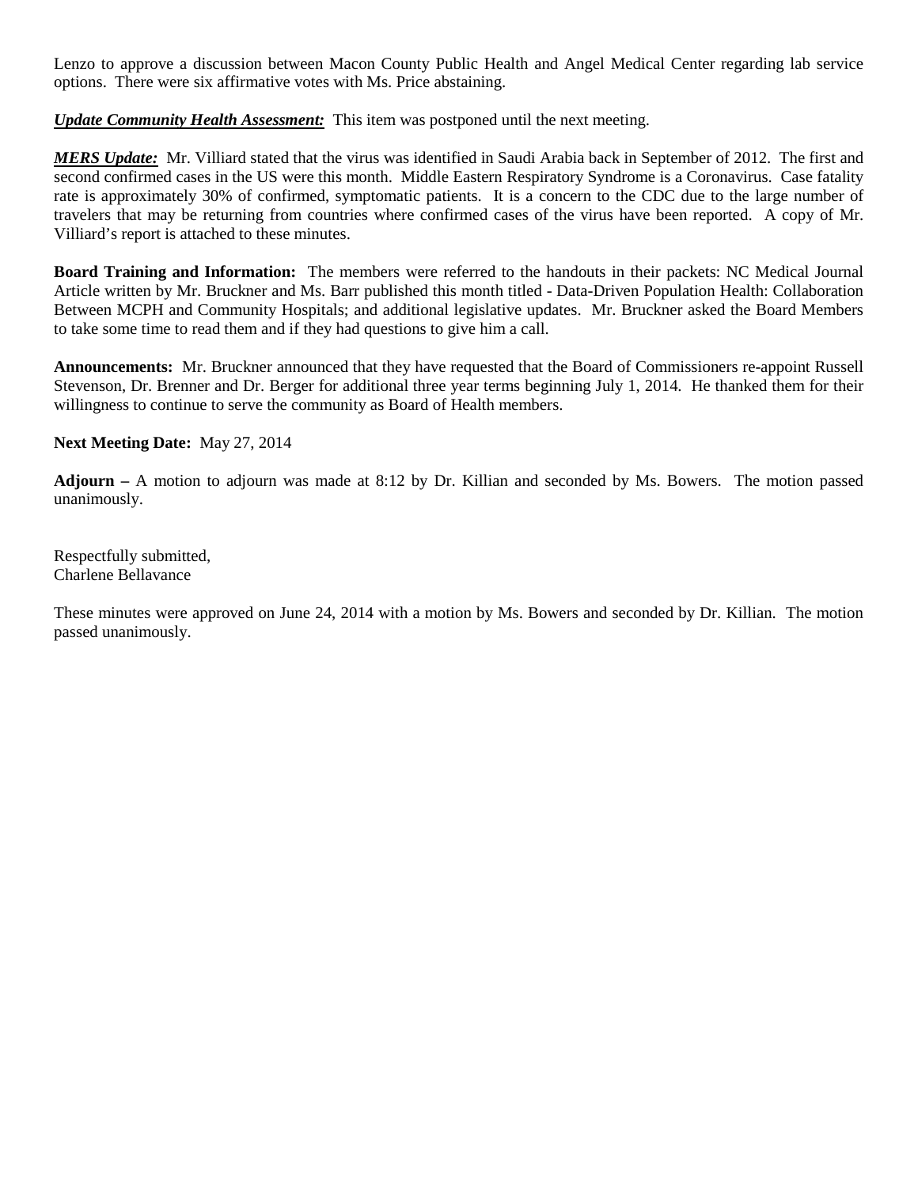Lenzo to approve a discussion between Macon County Public Health and Angel Medical Center regarding lab service options. There were six affirmative votes with Ms. Price abstaining.

***Update Community Health Assessment:*** This item was postponed until the next meeting.

***MERS Update:*** Mr. Villiard stated that the virus was identified in Saudi Arabia back in September of 2012. The first and second confirmed cases in the US were this month. Middle Eastern Respiratory Syndrome is a Coronavirus. Case fatality rate is approximately 30% of confirmed, symptomatic patients. It is a concern to the CDC due to the large number of travelers that may be returning from countries where confirmed cases of the virus have been reported. A copy of Mr. Villiard's report is attached to these minutes.

**Board Training and Information:** The members were referred to the handouts in their packets: NC Medical Journal Article written by Mr. Bruckner and Ms. Barr published this month titled - Data-Driven Population Health: Collaboration Between MCPH and Community Hospitals; and additional legislative updates. Mr. Bruckner asked the Board Members to take some time to read them and if they had questions to give him a call.

**Announcements:** Mr. Bruckner announced that they have requested that the Board of Commissioners re-appoint Russell Stevenson, Dr. Brenner and Dr. Berger for additional three year terms beginning July 1, 2014. He thanked them for their willingness to continue to serve the community as Board of Health members.

**Next Meeting Date:** May 27, 2014

**Adjourn –** A motion to adjourn was made at 8:12 by Dr. Killian and seconded by Ms. Bowers. The motion passed unanimously.

Respectfully submitted,
Charlene Bellavance

These minutes were approved on June 24, 2014 with a motion by Ms. Bowers and seconded by Dr. Killian. The motion passed unanimously.